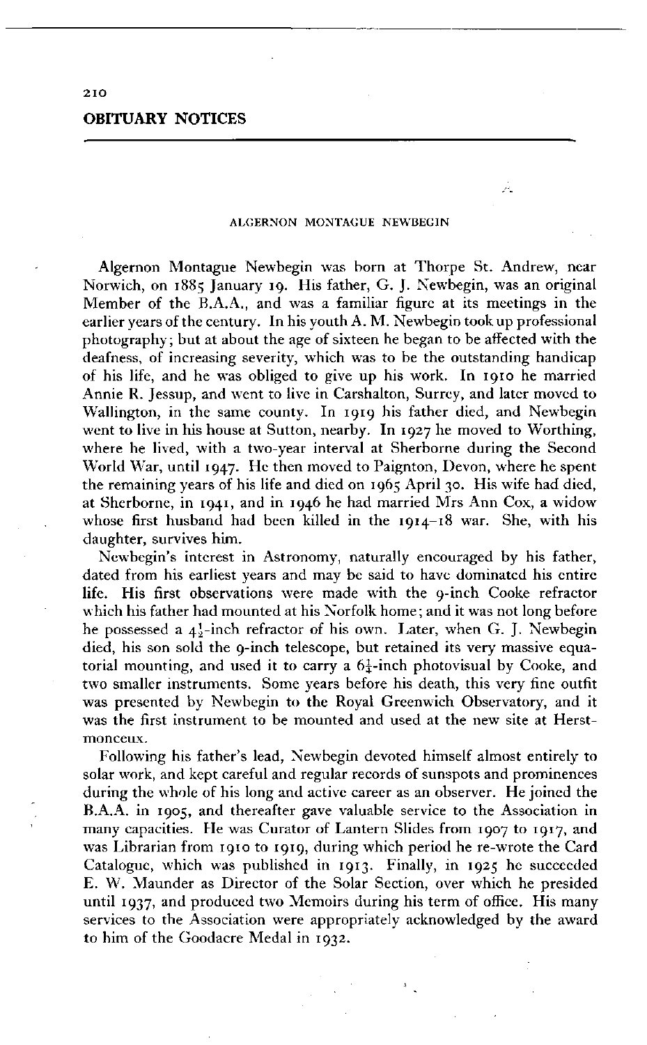## OBITUARY NOTICES

### ALGERNON MONTAGUE NEWBEGIN

Algernon Montague Newbegin was born at Thorpe St. Andrew, near Norwich, on 1885 January 19. His father, G. J. Newbegin, was an original Member of the B.A.A., and was a familiar figure at its meetings in the earlier years of the century. In his youth A. M. Newbegin took up professional photography; but at about the age of sixteen he began to be affected with the deafness, of increasing severity, which was to be the outstanding handicap of his life, and he was obliged to give up his work. In 1910 he married Annie R. Jessup, and went to live in Carshalton, Surrey, and later moved to Wallington, in the same county. In 1919 his father died, and Newbegin went to live in his house at Sutton, nearby. In 1927 he moved to Worthing, where he lived, with a two-year interval at Sherborne during the Second World War, until 1947. He then moved to Paignton, Devon, where he spent the remaining years of his life and died on 1965 April 30. His wife had died, at Sherborne, in 1941, and in 1946 he had married Mrs Ann Cox, a widow whose first husband had been killed in the 1914–18 war. She, with his daughter, survives him.

Newbegin's interest in Astronomy, naturally encouraged by his father, dated from his earliest years and may be said to have dominated his entire life. His first observations were made with the 9-inch Cooke refractor which his father had mounted at his Norfolk home; and it was not long before he possessed a $4\frac{1}{2}$-inch refractor of his own. Later, when G. J. Newbegin died, his son sold the 9-inch telescope, but retained its very massive equatorial mounting, and used it to carry a $6\frac{1}{4}$-inch photovisual by Cooke, and two smaller instruments. Some years before his death, this very fine outfit was presented by Newbegin to the Royal Greenwich Observatory, and it was the first instrument to be mounted and used at the new site at Herstmonceux.

Following his father's lead, Newbegin devoted himself almost entirely to solar work, and kept careful and regular records of sunspots and prominences during the whole of his long and active career as an observer. He joined the B.A.A. in 1905, and thereafter gave valuable service to the Association in many capacities. He was Curator of Lantern Slides from 1907 to 1917, and was Librarian from 1910 to 1919, during which period he re-wrote the Card Catalogue, which was published in 1913. Finally, in 1925 he succeeded E. W. Maunder as Director of the Solar Section, over which he presided until 1937, and produced two Memoirs during his term of office. His many services to the Association were appropriately acknowledged by the award to him of the Goodacre Medal in 1932.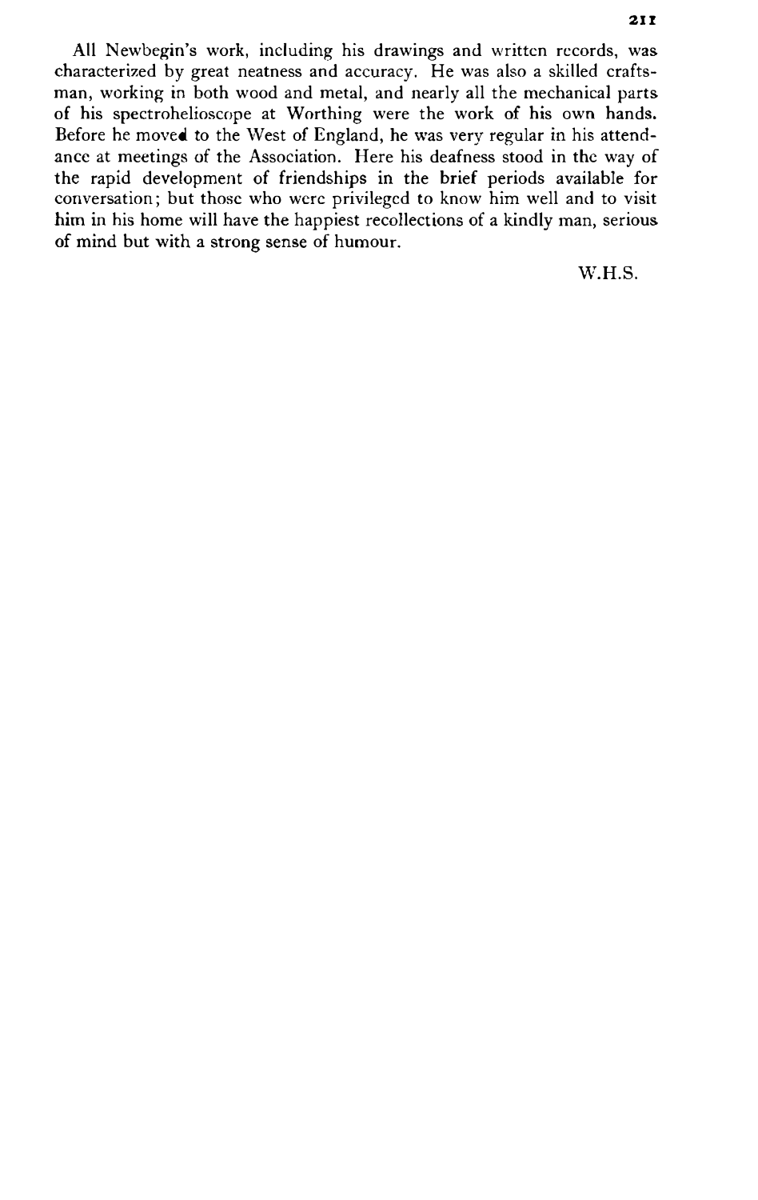All Newbegin's work, including his drawings and written records, was characterized by great neatness and accuracy. He was also a skilled craftsman, working in both wood and metal, and nearly all the mechanical parts of his spectrohelioscope at Worthing were the work of his own hands. Before he moved to the West of England, he was very regular in his attendance at meetings of the Association. Here his deafness stood in the way of the rapid development of friendships in the brief periods available for conversation; but those who were privileged to know him well and to visit him in his home will have the happiest recollections of a kindly man, serious of mind but with a strong sense of humour.

W.H.S.